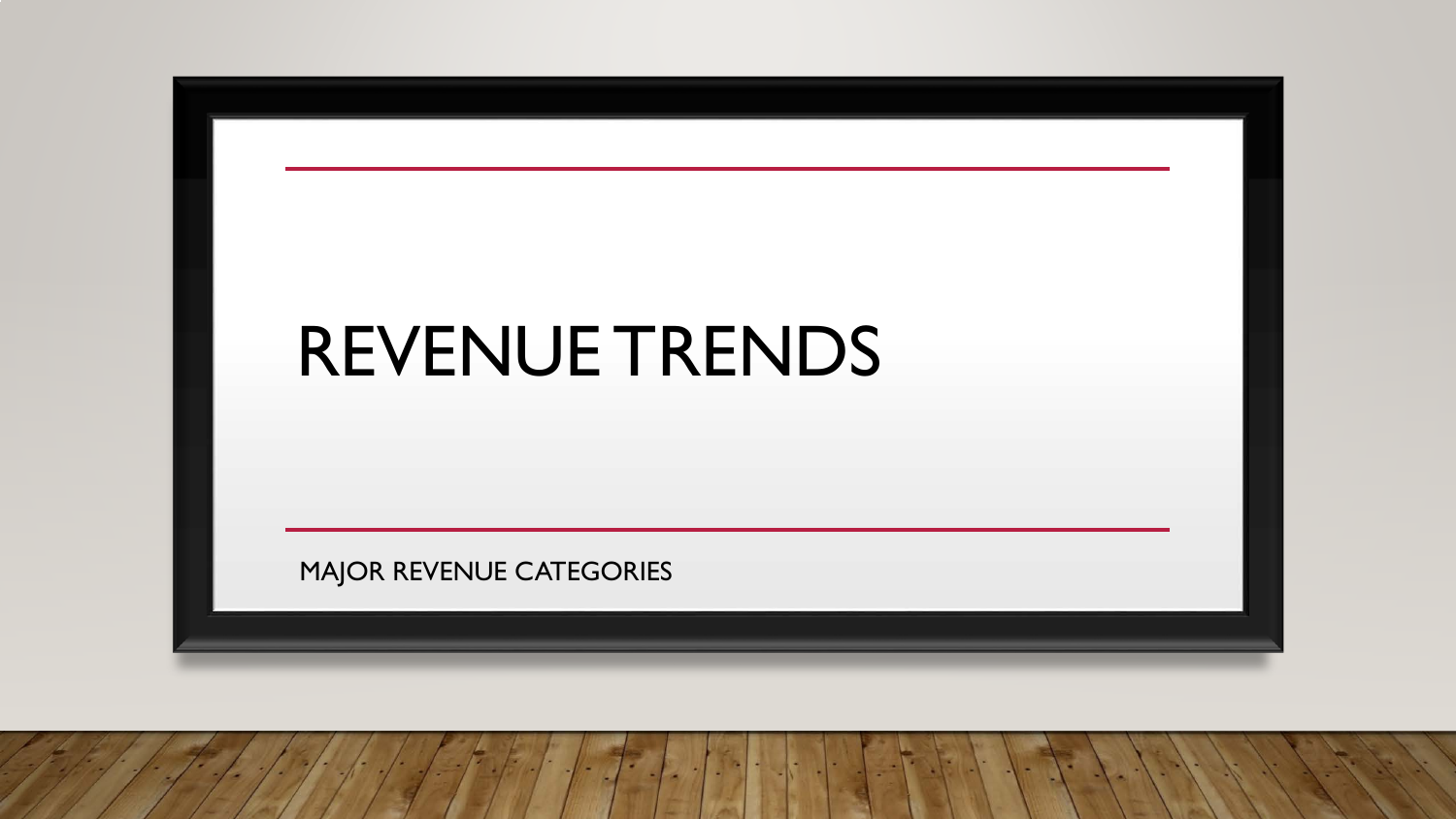# REVENUE TRENDS

MAJOR REVENUE CATEGORIES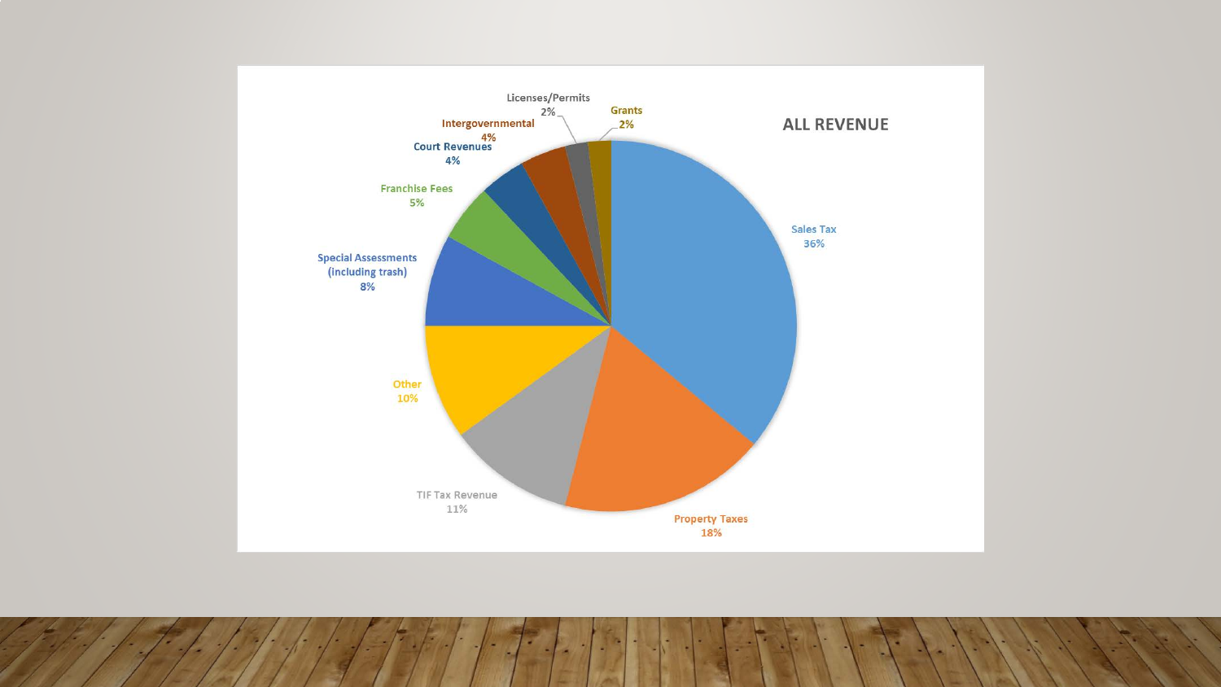## ALL REVENUE

| Category | Percentage |
| --- | --- |
| Sales Tax | 36% |
| Property Taxes | 18% |
| TIF Tax Revenue | 11% |
| Other | 10% |
| Special Assessments (including trash) | 8% |
| Franchise Fees | 5% |
| Court Revenues | 4% |
| Intergovernmental | 4% |
| Licenses/Permits | 2% |
| Grants | 2% |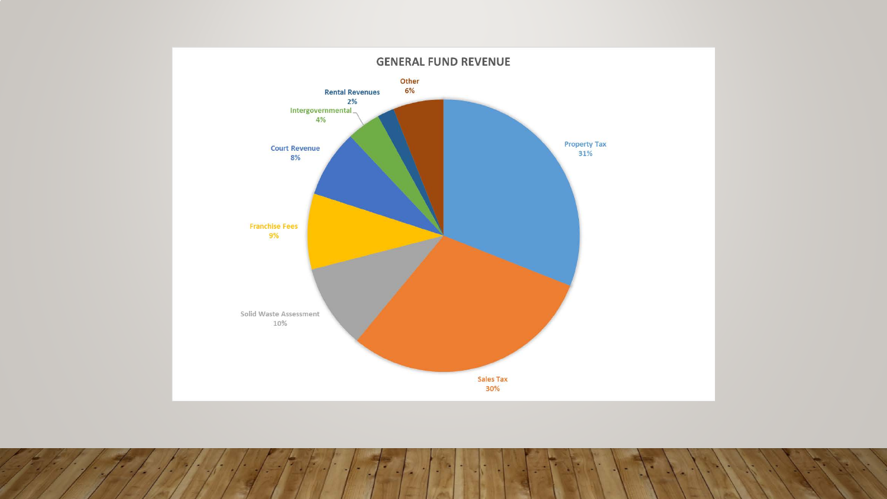# GENERAL FUND REVENUE

| Revenue Source | Percentage |
| --- | --- |
| Property Tax | 31% |
| Sales Tax | 30% |
| Solid Waste Assessment | 10% |
| Franchise Fees | 9% |
| Court Revenue | 8% |
| Intergovernmental | 4% |
| Rental Revenues | 2% |
| Other | 6% |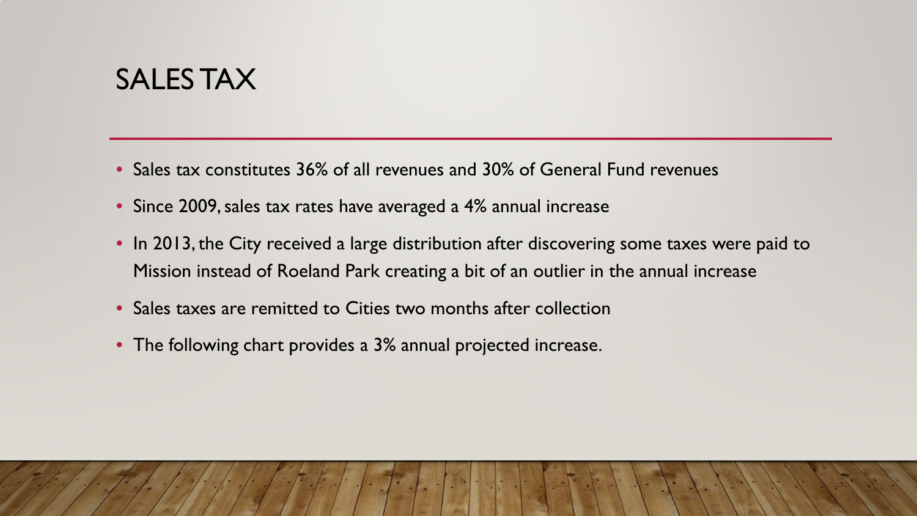# SALES TAX

- Sales tax constitutes 36% of all revenues and 30% of General Fund revenues
- Since 2009, sales tax rates have averaged a 4% annual increase
- In 2013, the City received a large distribution after discovering some taxes were paid to Mission instead of Roeland Park creating a bit of an outlier in the annual increase
- Sales taxes are remitted to Cities two months after collection
- The following chart provides a 3% annual projected increase.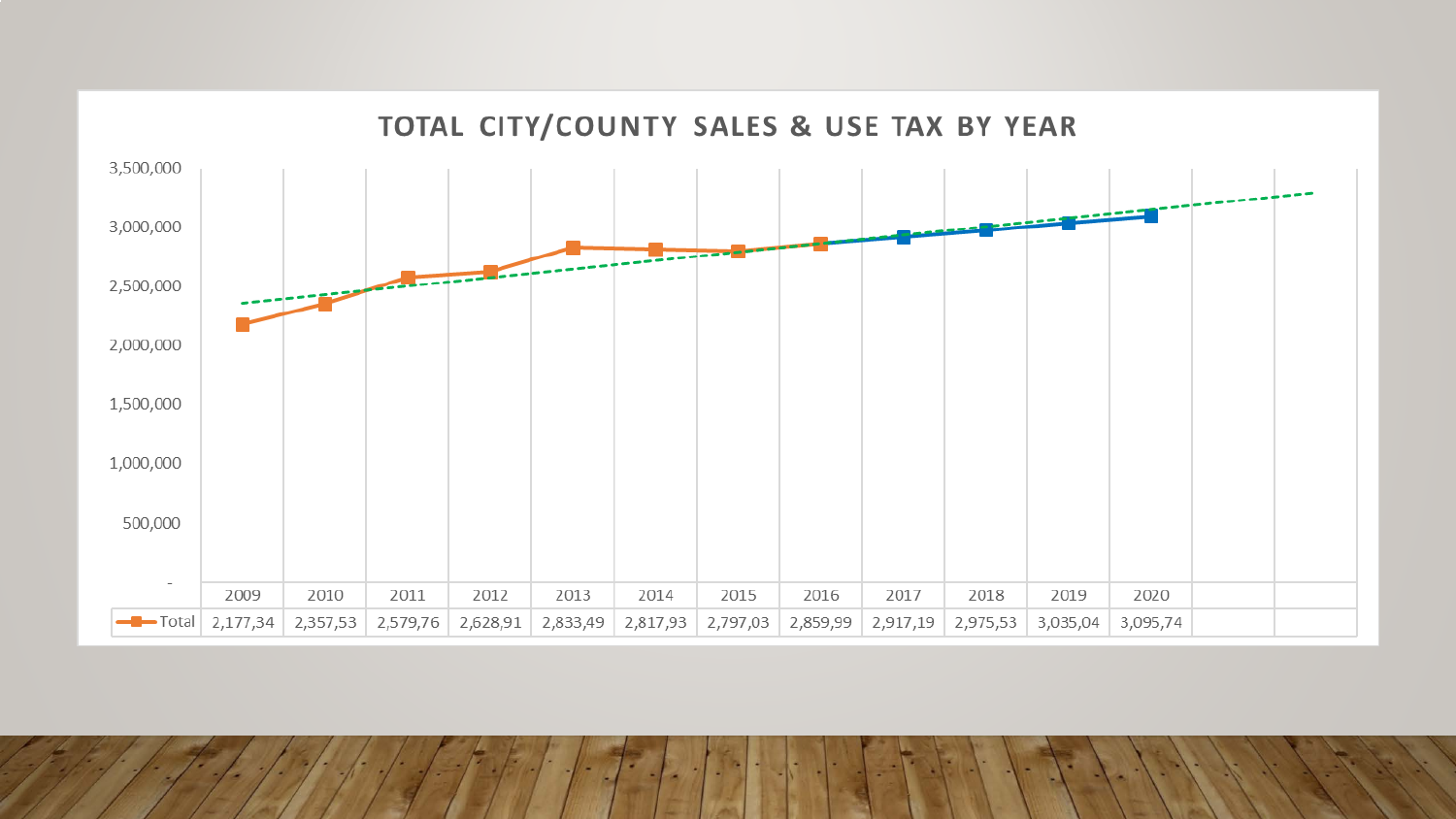# TOTAL CITY/COUNTY SALES & USE TAX BY YEAR

| | 2009 | 2010 | 2011 | 2012 | 2013 | 2014 | 2015 | 2016 | 2017 | 2018 | 2019 | 2020 | | |
|---|---|---|---|---|---|---|---|---|---|---|---|---|---|---|
| Total | 2,177,34 | 2,357,53 | 2,579,76 | 2,628,91 | 2,833,49 | 2,817,93 | 2,797,03 | 2,859,99 | 2,917,19 | 2,975,53 | 3,035,04 | 3,095,74 | | |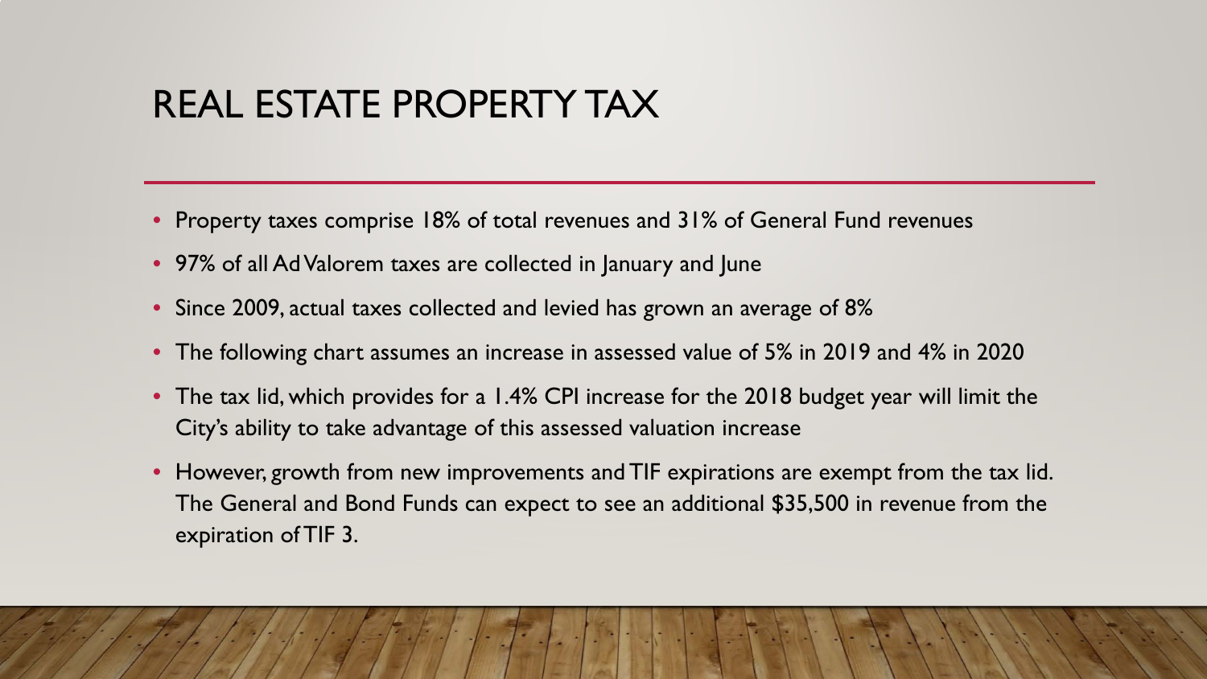# REAL ESTATE PROPERTY TAX

- Property taxes comprise 18% of total revenues and 31% of General Fund revenues
- 97% of all Ad Valorem taxes are collected in January and June
- Since 2009, actual taxes collected and levied has grown an average of 8%
- The following chart assumes an increase in assessed value of 5% in 2019 and 4% in 2020
- The tax lid, which provides for a 1.4% CPI increase for the 2018 budget year will limit the City's ability to take advantage of this assessed valuation increase
- However, growth from new improvements and TIF expirations are exempt from the tax lid. The General and Bond Funds can expect to see an additional $35,500 in revenue from the expiration of TIF 3.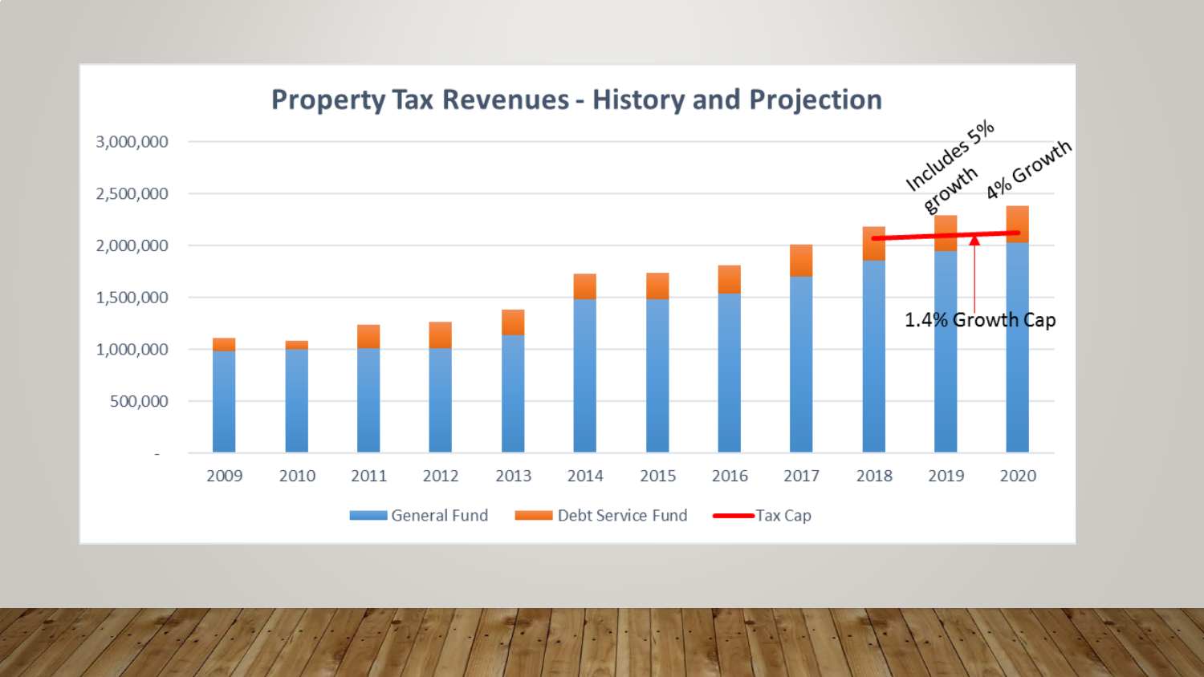# Property Tax Revenues - History and Projection

3,000,000
2,500,000
2,000,000
1,500,000
1,000,000
500,000
-

2009 2010 2011 2012 2013 2014 2015 2016 2017 2018 2019 2020

Includes 5% growth

4% Growth

1.4% Growth Cap

General Fund — Debt Service Fund — Tax Cap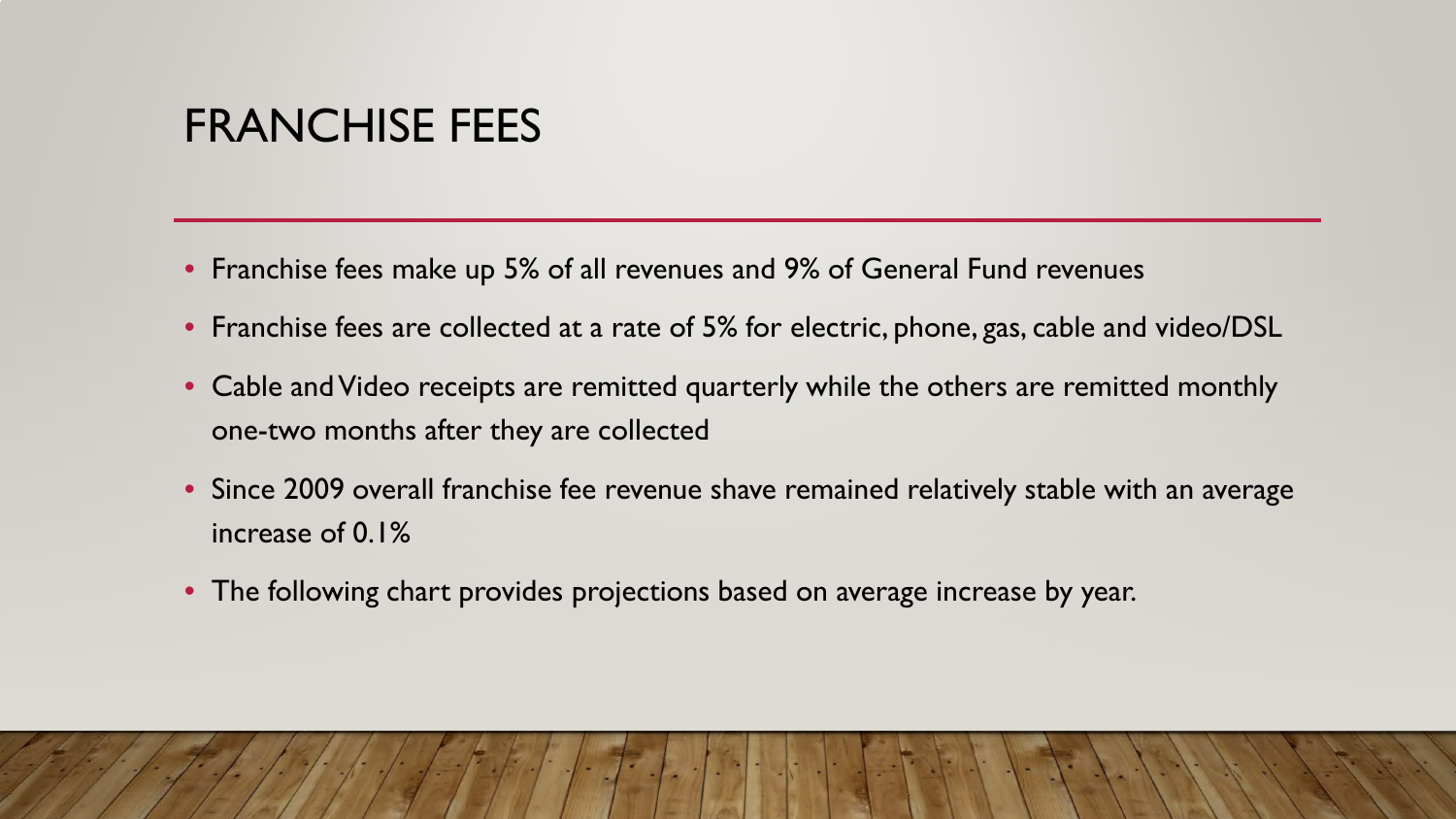# FRANCHISE FEES

- Franchise fees make up 5% of all revenues and 9% of General Fund revenues
- Franchise fees are collected at a rate of 5% for electric, phone, gas, cable and video/DSL
- Cable and Video receipts are remitted quarterly while the others are remitted monthly one-two months after they are collected
- Since 2009 overall franchise fee revenue shave remained relatively stable with an average increase of 0.1%
- The following chart provides projections based on average increase by year.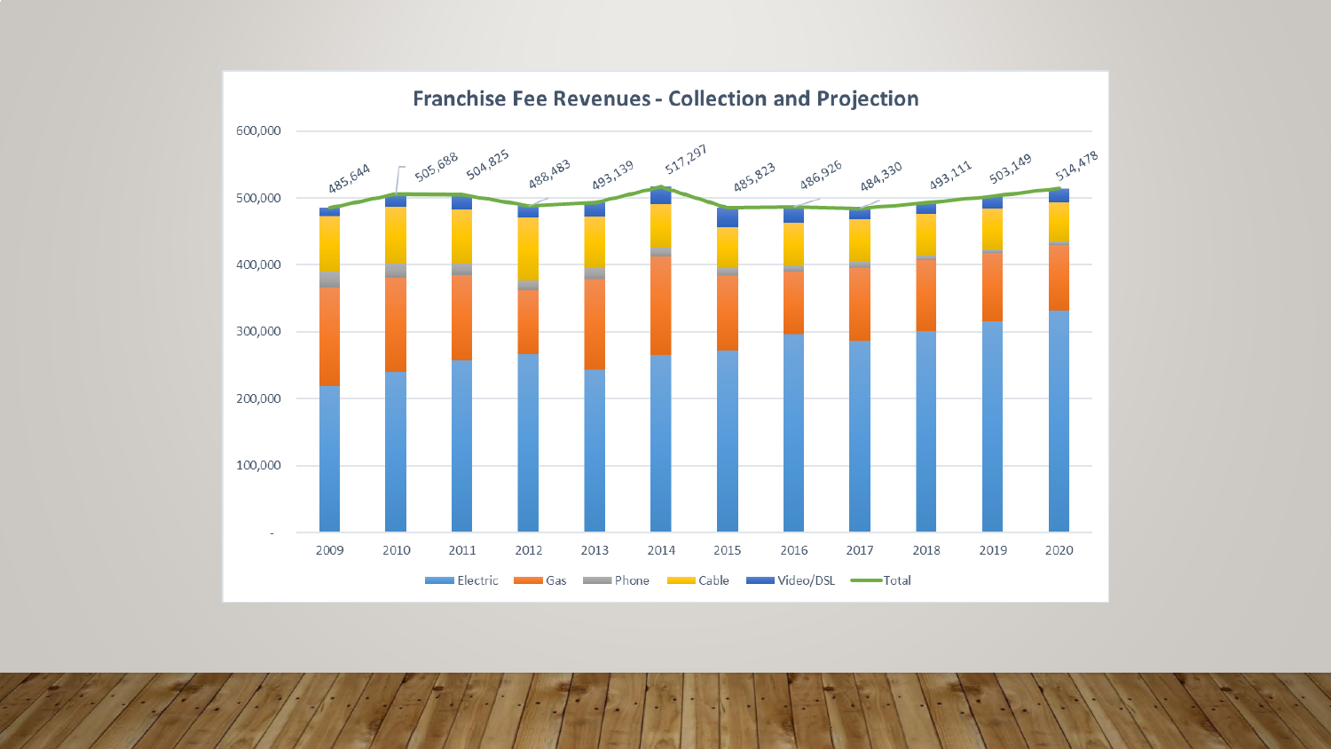## Franchise Fee Revenues - Collection and Projection

| Year | Total |
|---|---|
| 2009 | 485,644 |
| 2010 | 505,688 |
| 2011 | 504,825 |
| 2012 | 488,483 |
| 2013 | 493,139 |
| 2014 | 517,297 |
| 2015 | 485,823 |
| 2016 | 486,926 |
| 2017 | 484,330 |
| 2018 | 493,111 |
| 2019 | 503,149 |
| 2020 | 514,478 |

Legend: Electric, Gas, Phone, Cable, Video/DSL, Total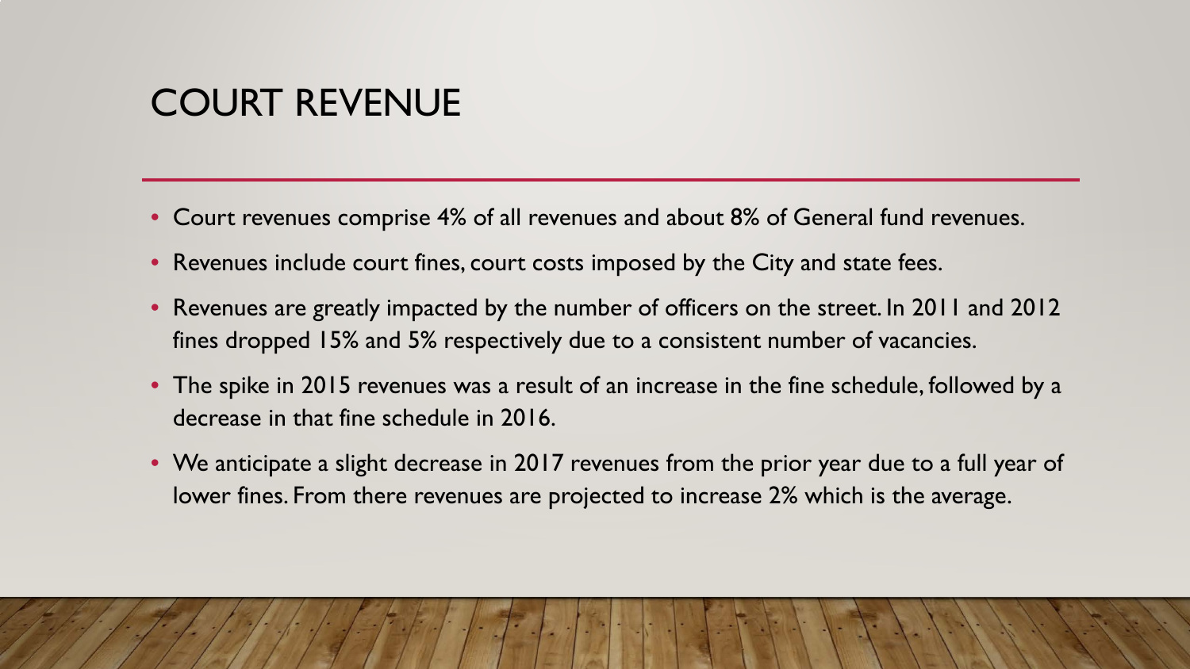# COURT REVENUE

- Court revenues comprise 4% of all revenues and about 8% of General fund revenues.
- Revenues include court fines, court costs imposed by the City and state fees.
- Revenues are greatly impacted by the number of officers on the street. In 2011 and 2012 fines dropped 15% and 5% respectively due to a consistent number of vacancies.
- The spike in 2015 revenues was a result of an increase in the fine schedule, followed by a decrease in that fine schedule in 2016.
- We anticipate a slight decrease in 2017 revenues from the prior year due to a full year of lower fines. From there revenues are projected to increase 2% which is the average.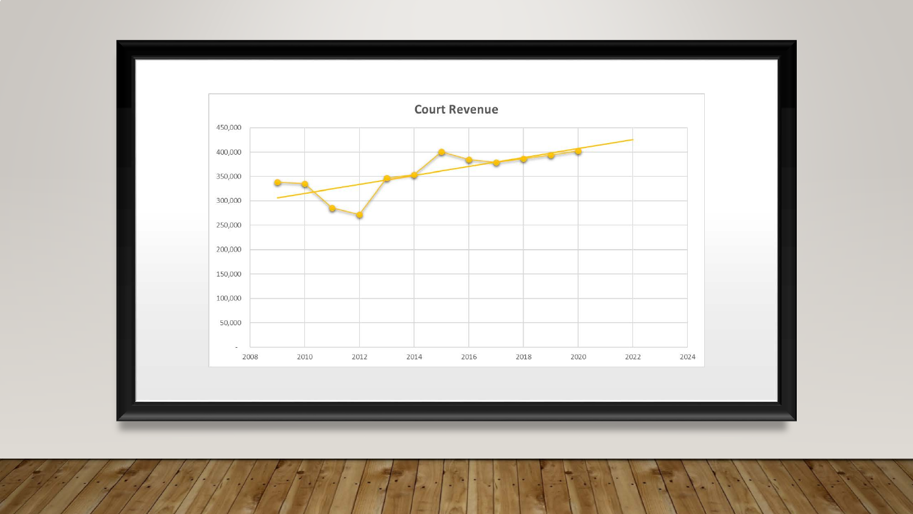Court Revenue

450,000
400,000
350,000
300,000
250,000
200,000
150,000
100,000
50,000
-

2008
2010
2012
2014
2016
2018
2020
2022
2024